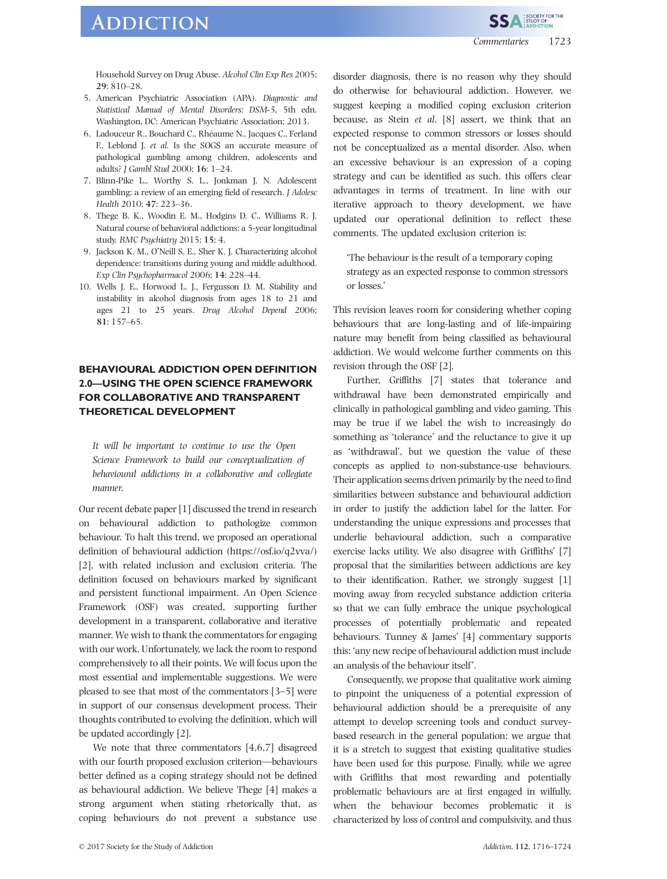Household Survey on Drug Abuse. *Alcohol Clin Exp Res* 2005; **29**: 810–28.

5. American Psychiatric Association (APA). *Diagnostic and Statistical Manual of Mental Disorders: DSM-5*, 5th edn. Washington, DC: American Psychiatric Association; 2013.
6. Ladouceur R., Bouchard C., Rhéaume N., Jacques C., Ferland F., Leblond J. *et al.* Is the SOGS an accurate measure of pathological gambling among children, adolescents and adults? *J Gambl Stud* 2000; **16**: 1–24.
7. Blinn-Pike L., Worthy S. L., Jonkman J. N. Adolescent gambling: a review of an emerging field of research. *J Adolesc Health* 2010; **47**: 223–36.
8. Thege B. K., Woodin E. M., Hodgins D. C., Williams R. J. Natural course of behavioral addictions: a 5-year longitudinal study. *BMC Psychiatry* 2015; **15**: 4.
9. Jackson K. M., O'Neill S. E., Sher K. J. Characterizing alcohol dependence: transitions during young and middle adulthood. *Exp Clin Psychopharmacol* 2006; **14**: 228–44.
10. Wells J. E., Horwood L. J., Fergusson D. M. Stability and instability in alcohol diagnosis from ages 18 to 21 and ages 21 to 25 years. *Drug Alcohol Depend* 2006; **81**: 157–65.

## BEHAVIOURAL ADDICTION OPEN DEFINITION 2.0—USING THE OPEN SCIENCE FRAMEWORK FOR COLLABORATIVE AND TRANSPARENT THEORETICAL DEVELOPMENT

*It will be important to continue to use the Open Science Framework to build our conceptualization of behavioural addictions in a collaborative and collegiate manner.*

Our recent debate paper [1] discussed the trend in research on behavioural addiction to pathologize common behaviour. To halt this trend, we proposed an operational definition of behavioural addiction (https://osf.io/q2vva/) [2], with related inclusion and exclusion criteria. The definition focused on behaviours marked by significant and persistent functional impairment. An Open Science Framework (OSF) was created, supporting further development in a transparent, collaborative and iterative manner. We wish to thank the commentators for engaging with our work. Unfortunately, we lack the room to respond comprehensively to all their points. We will focus upon the most essential and implementable suggestions. We were pleased to see that most of the commentators [3–5] were in support of our consensus development process. Their thoughts contributed to evolving the definition, which will be updated accordingly [2].

We note that three commentators [4,6,7] disagreed with our fourth proposed exclusion criterion—behaviours better defined as a coping strategy should not be defined as behavioural addiction. We believe Thege [4] makes a strong argument when stating rhetorically that, as coping behaviours do not prevent a substance use disorder diagnosis, there is no reason why they should do otherwise for behavioural addiction. However, we suggest keeping a modified coping exclusion criterion because, as Stein *et al.* [8] assert, we think that an expected response to common stressors or losses should not be conceptualized as a mental disorder. Also, when an excessive behaviour is an expression of a coping strategy and can be identified as such, this offers clear advantages in terms of treatment. In line with our iterative approach to theory development, we have updated our operational definition to reflect these comments. The updated exclusion criterion is:

> 'The behaviour is the result of a temporary coping strategy as an expected response to common stressors or losses.'

This revision leaves room for considering whether coping behaviours that are long-lasting and of life-impairing nature may benefit from being classified as behavioural addiction. We would welcome further comments on this revision through the OSF [2].

Further, Griffiths [7] states that tolerance and withdrawal have been demonstrated empirically and clinically in pathological gambling and video gaming. This may be true if we label the wish to increasingly do something as 'tolerance' and the reluctance to give it up as 'withdrawal', but we question the value of these concepts as applied to non-substance-use behaviours. Their application seems driven primarily by the need to find similarities between substance and behavioural addiction in order to justify the addiction label for the latter. For understanding the unique expressions and processes that underlie behavioural addiction, such a comparative exercise lacks utility. We also disagree with Griffiths' [7] proposal that the similarities between addictions are key to their identification. Rather, we strongly suggest [1] moving away from recycled substance addiction criteria so that we can fully embrace the unique psychological processes of potentially problematic and repeated behaviours. Tunney & James' [4] commentary supports this: 'any new recipe of behavioural addiction must include an analysis of the behaviour itself'.

Consequently, we propose that qualitative work aiming to pinpoint the uniqueness of a potential expression of behavioural addiction should be a prerequisite of any attempt to develop screening tools and conduct survey-based research in the general population; we argue that it is a stretch to suggest that existing qualitative studies have been used for this purpose. Finally, while we agree with Griffiths that most rewarding and potentially problematic behaviours are at first engaged in wilfully, when the behaviour becomes problematic it is characterized by loss of control and compulsivity, and thus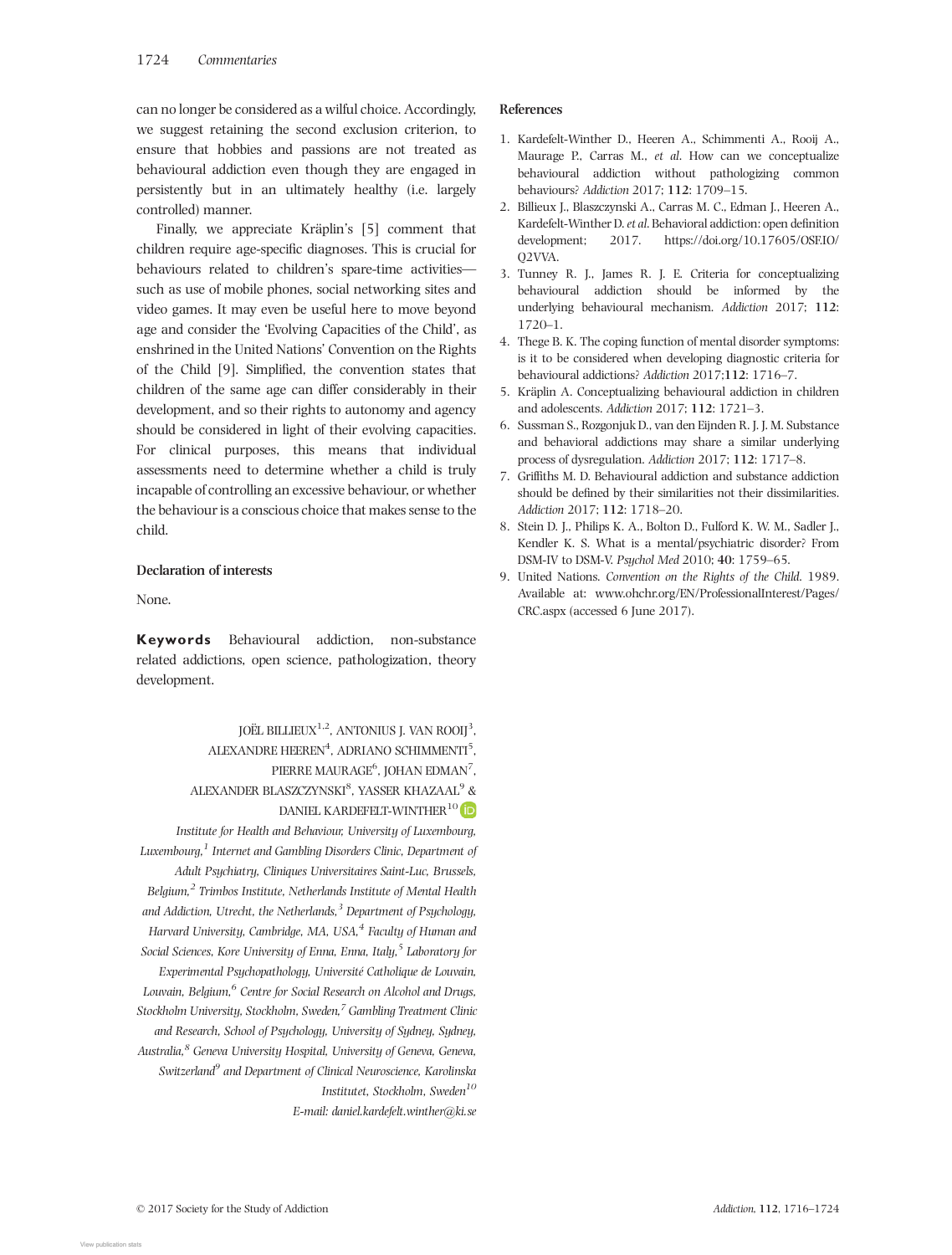can no longer be considered as a wilful choice. Accordingly, we suggest retaining the second exclusion criterion, to ensure that hobbies and passions are not treated as behavioural addiction even though they are engaged in persistently but in an ultimately healthy (i.e. largely controlled) manner.

Finally, we appreciate Kräplin's [5] comment that children require age-specific diagnoses. This is crucial for behaviours related to children's spare-time activities—such as use of mobile phones, social networking sites and video games. It may even be useful here to move beyond age and consider the 'Evolving Capacities of the Child', as enshrined in the United Nations' Convention on the Rights of the Child [9]. Simplified, the convention states that children of the same age can differ considerably in their development, and so their rights to autonomy and agency should be considered in light of their evolving capacities. For clinical purposes, this means that individual assessments need to determine whether a child is truly incapable of controlling an excessive behaviour, or whether the behaviour is a conscious choice that makes sense to the child.

### Declaration of interests

None.

**Keywords** Behavioural addiction, non-substance related addictions, open science, pathologization, theory development.

JOËL BILLIEUX[1,2], ANTONIUS J. VAN ROOIJ[3], ALEXANDRE HEEREN[4], ADRIANO SCHIMMENTI[5], PIERRE MAURAGE[6], JOHAN EDMAN[7], ALEXANDER BLASZCZYNSKI[8], YASSER KHAZAAL[9] & DANIEL KARDEFELT-WINTHER[10]

*Institute for Health and Behaviour, University of Luxembourg, Luxembourg,[1] Internet and Gambling Disorders Clinic, Department of Adult Psychiatry, Cliniques Universitaires Saint-Luc, Brussels, Belgium,[2] Trimbos Institute, Netherlands Institute of Mental Health and Addiction, Utrecht, the Netherlands,[3] Department of Psychology, Harvard University, Cambridge, MA, USA,[4] Faculty of Human and Social Sciences, Kore University of Enna, Enna, Italy,[5] Laboratory for Experimental Psychopathology, Université Catholique de Louvain, Louvain, Belgium,[6] Centre for Social Research on Alcohol and Drugs, Stockholm University, Stockholm, Sweden,[7] Gambling Treatment Clinic and Research, School of Psychology, University of Sydney, Sydney, Australia,[8] Geneva University Hospital, University of Geneva, Geneva, Switzerland[9] and Department of Clinical Neuroscience, Karolinska Institutet, Stockholm, Sweden[10]*

*E-mail: daniel.kardefelt.winther@ki.se*

### References

1. Kardefelt-Winther D., Heeren A., Schimmenti A., Rooij A., Maurage P., Carras M., *et al.* How can we conceptualize behavioural addiction without pathologizing common behaviours? *Addiction* 2017; **112**: 1709–15.
2. Billieux J., Blaszczynski A., Carras M. C., Edman J., Heeren A., Kardefelt-Winther D. *et al.* Behavioral addiction: open definition development; 2017. https://doi.org/10.17605/OSF.IO/Q2VVA.
3. Tunney R. J., James R. J. E. Criteria for conceptualizing behavioural addiction should be informed by the underlying behavioural mechanism. *Addiction* 2017; **112**: 1720–1.
4. Thege B. K. The coping function of mental disorder symptoms: is it to be considered when developing diagnostic criteria for behavioural addictions? *Addiction* 2017;**112**: 1716–7.
5. Kräplin A. Conceptualizing behavioural addiction in children and adolescents. *Addiction* 2017; **112**: 1721–3.
6. Sussman S., Rozgonjuk D., van den Eijnden R. J. J. M. Substance and behavioral addictions may share a similar underlying process of dysregulation. *Addiction* 2017; **112**: 1717–8.
7. Griffiths M. D. Behavioural addiction and substance addiction should be defined by their similarities not their dissimilarities. *Addiction* 2017; **112**: 1718–20.
8. Stein D. J., Philips K. A., Bolton D., Fulford K. W. M., Sadler J., Kendler K. S. What is a mental/psychiatric disorder? From DSM-IV to DSM-V. *Psychol Med* 2010; **40**: 1759–65.
9. United Nations. *Convention on the Rights of the Child*. 1989. Available at: www.ohchr.org/EN/ProfessionalInterest/Pages/CRC.aspx (accessed 6 June 2017).